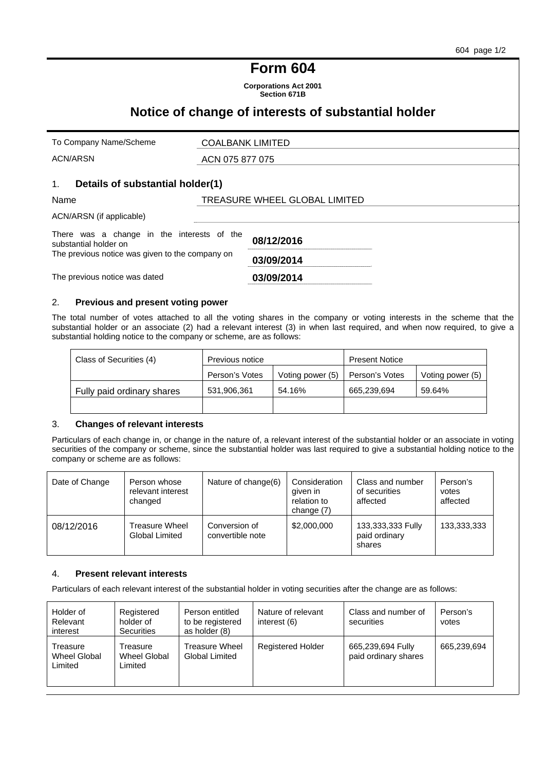# Form 604

**Corporations Act 2001**
**Section 671B**

## Notice of change of interests of substantial holder

| | |
|---|---|
| To Company Name/Scheme | COALBANK LIMITED |
| ACN/ARSN | ACN 075 877 075 |

### 1. Details of substantial holder(1)

| | |
|---|---|
| Name | TREASURE WHEEL GLOBAL LIMITED |
| ACN/ARSN (if applicable) | |

| | |
|---|---|
| There was a change in the interests of the substantial holder on | **08/12/2016** |
| The previous notice was given to the company on | **03/09/2014** |
| The previous notice was dated | **03/09/2014** |

### 2. Previous and present voting power

The total number of votes attached to all the voting shares in the company or voting interests in the scheme that the substantial holder or an associate (2) had a relevant interest (3) in when last required, and when now required, to give a substantial holding notice to the company or scheme, are as follows:

| Class of Securities (4) | Previous notice | | Present Notice | |
|---|---|---|---|---|
| | Person's Votes | Voting power (5) | Person's Votes | Voting power (5) |
| Fully paid ordinary shares | 531,906,361 | 54.16% | 665,239,694 | 59.64% |
| | | | | |

### 3. Changes of relevant interests

Particulars of each change in, or change in the nature of, a relevant interest of the substantial holder or an associate in voting securities of the company or scheme, since the substantial holder was last required to give a substantial holding notice to the company or scheme are as follows:

| Date of Change | Person whose relevant interest changed | Nature of change(6) | Consideration given in relation to change (7) | Class and number of securities affected | Person's votes affected |
|---|---|---|---|---|---|
| 08/12/2016 | Treasure Wheel Global Limited | Conversion of convertible note | \$2,000,000 | 133,333,333 Fully paid ordinary shares | 133,333,333 |

### 4. Present relevant interests

Particulars of each relevant interest of the substantial holder in voting securities after the change are as follows:

| Holder of Relevant interest | Registered holder of Securities | Person entitled to be registered as holder (8) | Nature of relevant interest (6) | Class and number of securities | Person's votes |
|---|---|---|---|---|---|
| Treasure Wheel Global Limited | Treasure Wheel Global Limited | Treasure Wheel Global Limited | Registered Holder | 665,239,694 Fully paid ordinary shares | 665,239,694 |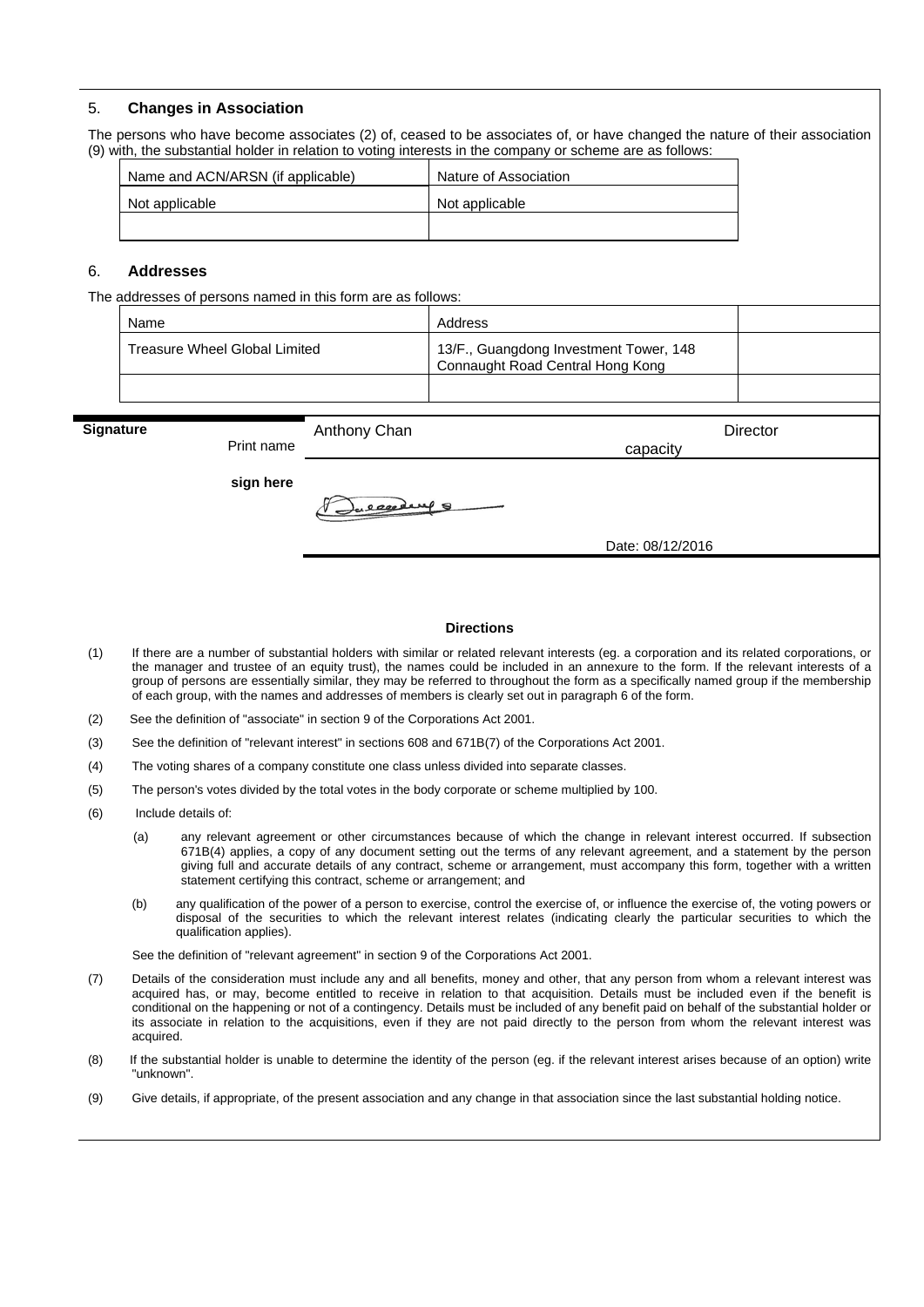## 5. **Changes in Association**

The persons who have become associates (2) of, ceased to be associates of, or have changed the nature of their association (9) with, the substantial holder in relation to voting interests in the company or scheme are as follows:

| Name and ACN/ARSN (if applicable) | Nature of Association |
|---|---|
| Not applicable | Not applicable |
| | |

## 6. **Addresses**

The addresses of persons named in this form are as follows:

| Name | Address | |
|---|---|---|
| Treasure Wheel Global Limited | 13/F., Guangdong Investment Tower, 148 Connaught Road Central Hong Kong | |
| | | |

| **Signature** | | | |
|---|---|---|---|
| | Print name | Anthony Chan | capacity Director |
| | **sign here** | | Date: 08/12/2016 |

### **Directions**

(1) If there are a number of substantial holders with similar or related relevant interests (eg. a corporation and its related corporations, or the manager and trustee of an equity trust), the names could be included in an annexure to the form. If the relevant interests of a group of persons are essentially similar, they may be referred to throughout the form as a specifically named group if the membership of each group, with the names and addresses of members is clearly set out in paragraph 6 of the form.

(2) See the definition of "associate" in section 9 of the Corporations Act 2001.

(3) See the definition of "relevant interest" in sections 608 and 671B(7) of the Corporations Act 2001.

(4) The voting shares of a company constitute one class unless divided into separate classes.

(5) The person's votes divided by the total votes in the body corporate or scheme multiplied by 100.

(6) Include details of:

(a) any relevant agreement or other circumstances because of which the change in relevant interest occurred. If subsection 671B(4) applies, a copy of any document setting out the terms of any relevant agreement, and a statement by the person giving full and accurate details of any contract, scheme or arrangement, must accompany this form, together with a written statement certifying this contract, scheme or arrangement; and

(b) any qualification of the power of a person to exercise, control the exercise of, or influence the exercise of, the voting powers or disposal of the securities to which the relevant interest relates (indicating clearly the particular securities to which the qualification applies).

See the definition of "relevant agreement" in section 9 of the Corporations Act 2001.

(7) Details of the consideration must include any and all benefits, money and other, that any person from whom a relevant interest was acquired has, or may, become entitled to receive in relation to that acquisition. Details must be included even if the benefit is conditional on the happening or not of a contingency. Details must be included of any benefit paid on behalf of the substantial holder or its associate in relation to the acquisitions, even if they are not paid directly to the person from whom the relevant interest was acquired.

(8) If the substantial holder is unable to determine the identity of the person (eg. if the relevant interest arises because of an option) write "unknown".

(9) Give details, if appropriate, of the present association and any change in that association since the last substantial holding notice.